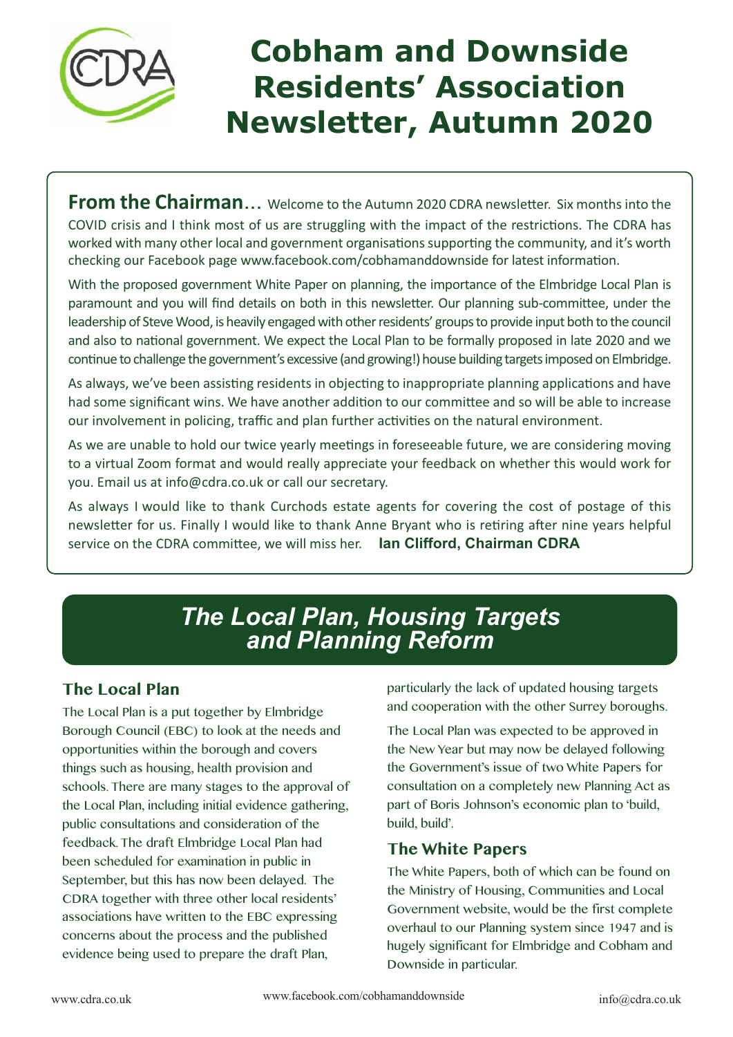# Cobham and Downside Residents' Association Newsletter, Autumn 2020

**From the Chairman…** Welcome to the Autumn 2020 CDRA newsletter. Six months into the COVID crisis and I think most of us are struggling with the impact of the restrictions. The CDRA has worked with many other local and government organisations supporting the community, and it's worth checking our Facebook page www.facebook.com/cobhamanddownside for latest information.

With the proposed government White Paper on planning, the importance of the Elmbridge Local Plan is paramount and you will find details on both in this newsletter. Our planning sub-committee, under the leadership of Steve Wood, is heavily engaged with other residents' groups to provide input both to the council and also to national government. We expect the Local Plan to be formally proposed in late 2020 and we continue to challenge the government's excessive (and growing!) house building targets imposed on Elmbridge.

As always, we've been assisting residents in objecting to inappropriate planning applications and have had some significant wins. We have another addition to our committee and so will be able to increase our involvement in policing, traffic and plan further activities on the natural environment.

As we are unable to hold our twice yearly meetings in foreseeable future, we are considering moving to a virtual Zoom format and would really appreciate your feedback on whether this would work for you. Email us at info@cdra.co.uk or call our secretary.

As always I would like to thank Curchods estate agents for covering the cost of postage of this newsletter for us. Finally I would like to thank Anne Bryant who is retiring after nine years helpful service on the CDRA committee, we will miss her. **Ian Clifford, Chairman CDRA**

## *The Local Plan, Housing Targets and Planning Reform*

### The Local Plan

The Local Plan is a put together by Elmbridge Borough Council (EBC) to look at the needs and opportunities within the borough and covers things such as housing, health provision and schools. There are many stages to the approval of the Local Plan, including initial evidence gathering, public consultations and consideration of the feedback. The draft Elmbridge Local Plan had been scheduled for examination in public in September, but this has now been delayed. The CDRA together with three other local residents' associations have written to the EBC expressing concerns about the process and the published evidence being used to prepare the draft Plan, particularly the lack of updated housing targets and cooperation with the other Surrey boroughs.

The Local Plan was expected to be approved in the New Year but may now be delayed following the Government's issue of two White Papers for consultation on a completely new Planning Act as part of Boris Johnson's economic plan to 'build, build, build'.

### The White Papers

The White Papers, both of which can be found on the Ministry of Housing, Communities and Local Government website, would be the first complete overhaul to our Planning system since 1947 and is hugely significant for Elmbridge and Cobham and Downside in particular.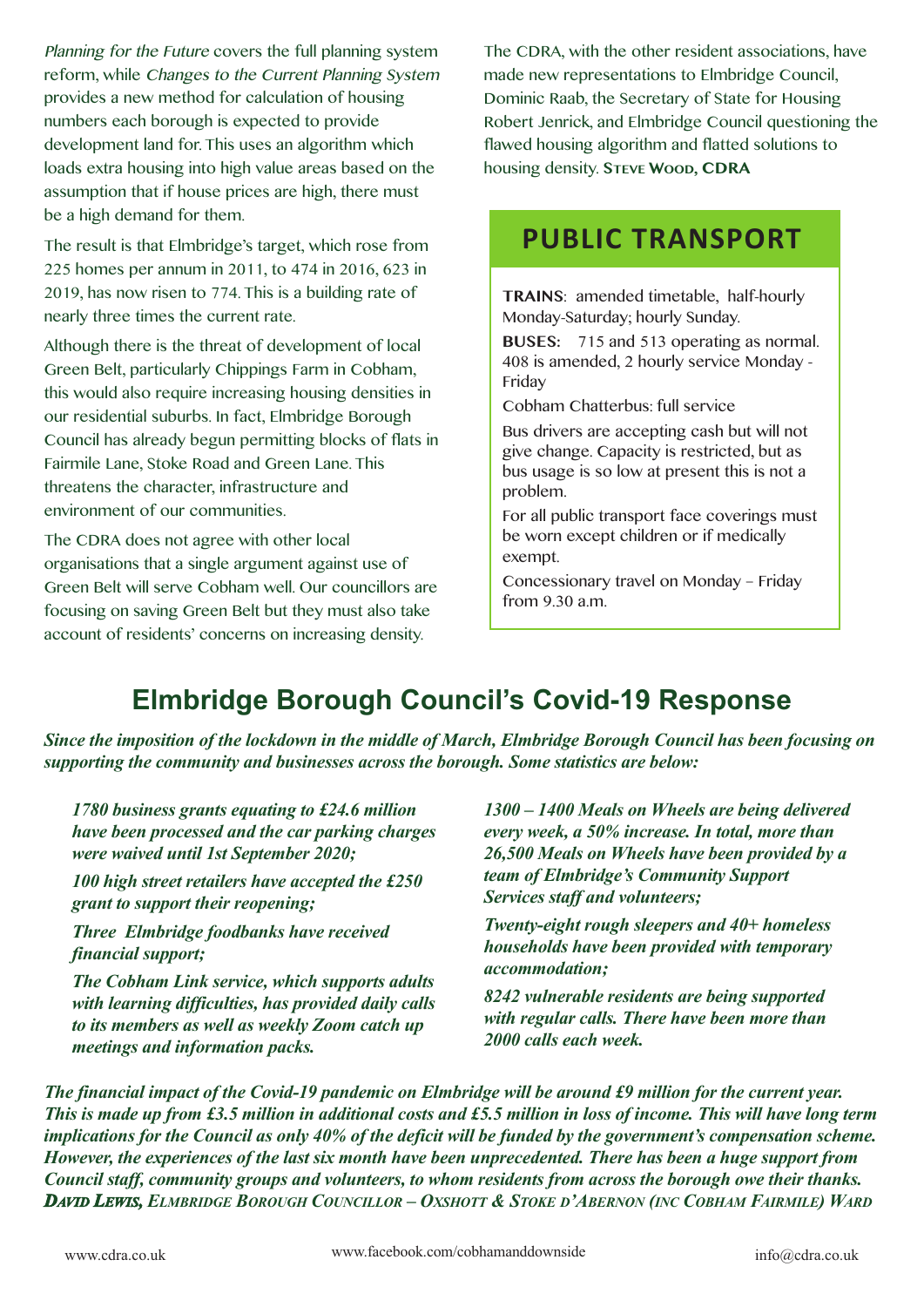*Planning for the Future* covers the full planning system reform, while *Changes to the Current Planning System* provides a new method for calculation of housing numbers each borough is expected to provide development land for. This uses an algorithm which loads extra housing into high value areas based on the assumption that if house prices are high, there must be a high demand for them.

The result is that Elmbridge's target, which rose from 225 homes per annum in 2011, to 474 in 2016, 623 in 2019, has now risen to 774. This is a building rate of nearly three times the current rate.

Although there is the threat of development of local Green Belt, particularly Chippings Farm in Cobham, this would also require increasing housing densities in our residential suburbs. In fact, Elmbridge Borough Council has already begun permitting blocks of flats in Fairmile Lane, Stoke Road and Green Lane. This threatens the character, infrastructure and environment of our communities.

The CDRA does not agree with other local organisations that a single argument against use of Green Belt will serve Cobham well. Our councillors are focusing on saving Green Belt but they must also take account of residents' concerns on increasing density.

The CDRA, with the other resident associations, have made new representations to Elmbridge Council, Dominic Raab, the Secretary of State for Housing Robert Jenrick, and Elmbridge Council questioning the flawed housing algorithm and flatted solutions to housing density. **Steve Wood, CDRA**

## PUBLIC TRANSPORT

**TRAINS**: amended timetable, half-hourly Monday-Saturday; hourly Sunday.

**BUSES:** 715 and 513 operating as normal. 408 is amended, 2 hourly service Monday - Friday

Cobham Chatterbus: full service

Bus drivers are accepting cash but will not give change. Capacity is restricted, but as bus usage is so low at present this is not a problem.

For all public transport face coverings must be worn except children or if medically exempt.

Concessionary travel on Monday – Friday from 9.30 a.m.

## Elmbridge Borough Council's Covid-19 Response

***Since the imposition of the lockdown in the middle of March, Elmbridge Borough Council has been focusing on supporting the community and businesses across the borough. Some statistics are below:***

***1780 business grants equating to £24.6 million have been processed and the car parking charges were waived until 1st September 2020;***

***100 high street retailers have accepted the £250 grant to support their reopening;***

***Three Elmbridge foodbanks have received financial support;***

***The Cobham Link service, which supports adults with learning difficulties, has provided daily calls to its members as well as weekly Zoom catch up meetings and information packs.***

***1300 – 1400 Meals on Wheels are being delivered every week, a 50% increase. In total, more than 26,500 Meals on Wheels have been provided by a team of Elmbridge's Community Support Services staff and volunteers;***

***Twenty-eight rough sleepers and 40+ homeless households have been provided with temporary accommodation;***

***8242 vulnerable residents are being supported with regular calls. There have been more than 2000 calls each week.***

***The financial impact of the Covid-19 pandemic on Elmbridge will be around £9 million for the current year. This is made up from £3.5 million in additional costs and £5.5 million in loss of income. This will have long term implications for the Council as only 40% of the deficit will be funded by the government's compensation scheme. However, the experiences of the last six month have been unprecedented. There has been a huge support from Council staff, community groups and volunteers, to whom residents from across the borough owe their thanks.***
***David Lewis**, Elmbridge Borough Councillor – Oxshott & Stoke d'Abernon (inc Cobham Fairmile) Ward*

www.cdra.co.uk www.facebook.com/cobhamanddownside info@cdra.co.uk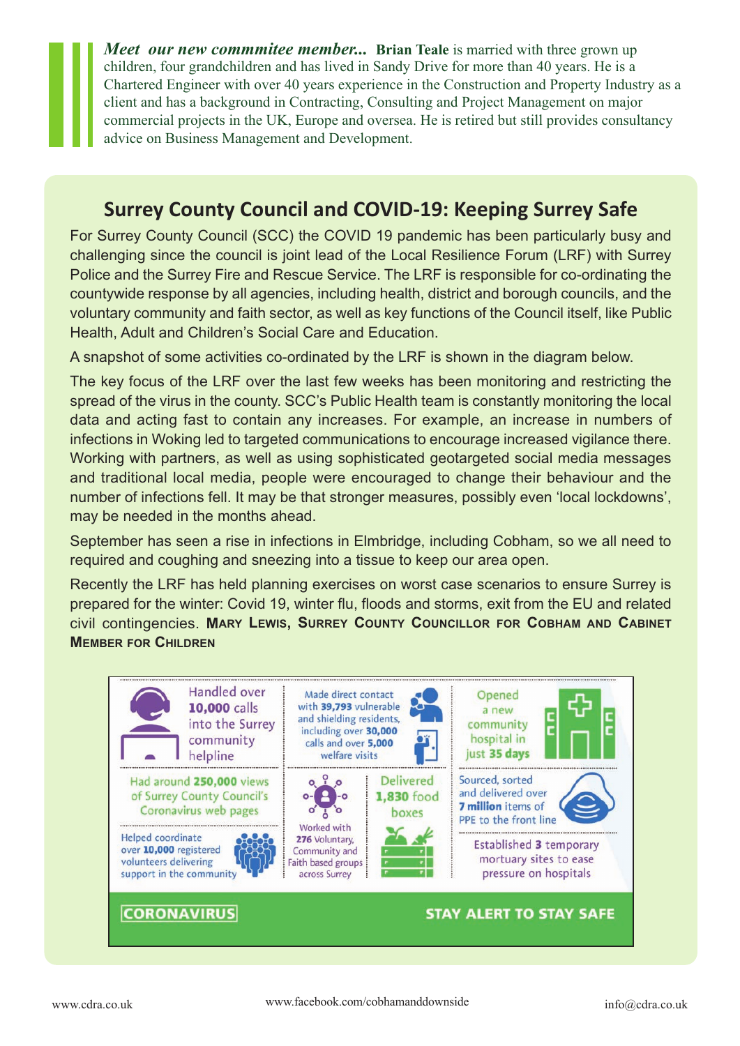***Meet our new commmitee member...*** **Brian Teale** is married with three grown up children, four grandchildren and has lived in Sandy Drive for more than 40 years. He is a Chartered Engineer with over 40 years experience in the Construction and Property Industry as a client and has a background in Contracting, Consulting and Project Management on major commercial projects in the UK, Europe and oversea. He is retired but still provides consultancy advice on Business Management and Development.

## Surrey County Council and COVID-19: Keeping Surrey Safe

For Surrey County Council (SCC) the COVID 19 pandemic has been particularly busy and challenging since the council is joint lead of the Local Resilience Forum (LRF) with Surrey Police and the Surrey Fire and Rescue Service. The LRF is responsible for co-ordinating the countywide response by all agencies, including health, district and borough councils, and the voluntary community and faith sector, as well as key functions of the Council itself, like Public Health, Adult and Children's Social Care and Education.

A snapshot of some activities co-ordinated by the LRF is shown in the diagram below.

The key focus of the LRF over the last few weeks has been monitoring and restricting the spread of the virus in the county. SCC's Public Health team is constantly monitoring the local data and acting fast to contain any increases. For example, an increase in numbers of infections in Woking led to targeted communications to encourage increased vigilance there. Working with partners, as well as using sophisticated geotargeted social media messages and traditional local media, people were encouraged to change their behaviour and the number of infections fell. It may be that stronger measures, possibly even 'local lockdowns', may be needed in the months ahead.

September has seen a rise in infections in Elmbridge, including Cobham, so we all need to required and coughing and sneezing into a tissue to keep our area open.

Recently the LRF has held planning exercises on worst case scenarios to ensure Surrey is prepared for the winter: Covid 19, winter flu, floods and storms, exit from the EU and related civil contingencies. **Mary Lewis, Surrey County Councillor for Cobham and Cabinet Member for Children**

- Handled over **10,000** calls into the Surrey community helpline
- Made direct contact with **39,793** vulnerable and shielding residents, including over **30,000** calls and over **5,000** welfare visits
- Opened a new community hospital in just **35 days**
- Had around **250,000** views of Surrey County Council's Coronavirus web pages
- Worked with **276** Voluntary, Community and Faith based groups across Surrey
- Delivered **1,830** food boxes
- Sourced, sorted and delivered over **7 million** items of PPE to the front line
- Helped coordinate over **10,000** registered volunteers delivering support in the community
- Established **3** temporary mortuary sites to ease pressure on hospitals

**CORONAVIRUS** — **STAY ALERT TO STAY SAFE**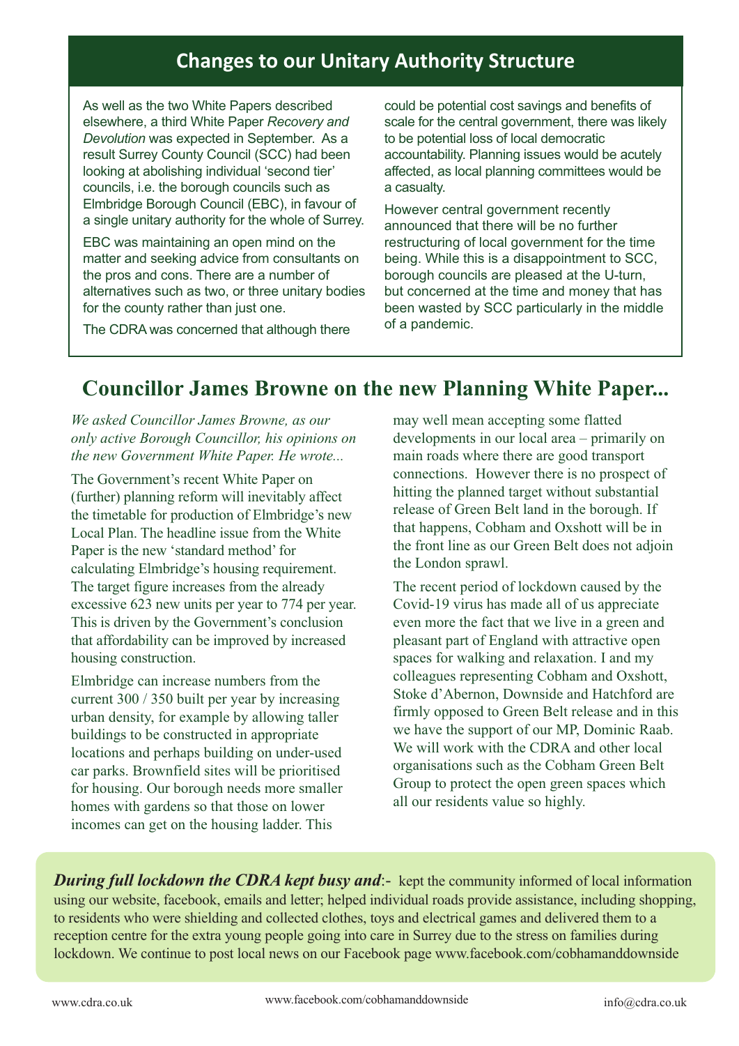## Changes to our Unitary Authority Structure

As well as the two White Papers described elsewhere, a third White Paper *Recovery and Devolution* was expected in September. As a result Surrey County Council (SCC) had been looking at abolishing individual 'second tier' councils, i.e. the borough councils such as Elmbridge Borough Council (EBC), in favour of a single unitary authority for the whole of Surrey.

EBC was maintaining an open mind on the matter and seeking advice from consultants on the pros and cons. There are a number of alternatives such as two, or three unitary bodies for the county rather than just one.

The CDRA was concerned that although there could be potential cost savings and benefits of scale for the central government, there was likely to be potential loss of local democratic accountability. Planning issues would be acutely affected, as local planning committees would be a casualty.

However central government recently announced that there will be no further restructuring of local government for the time being. While this is a disappointment to SCC, borough councils are pleased at the U-turn, but concerned at the time and money that has been wasted by SCC particularly in the middle of a pandemic.

## Councillor James Browne on the new Planning White Paper...

*We asked Councillor James Browne, as our only active Borough Councillor, his opinions on the new Government White Paper. He wrote...*

The Government's recent White Paper on (further) planning reform will inevitably affect the timetable for production of Elmbridge's new Local Plan. The headline issue from the White Paper is the new 'standard method' for calculating Elmbridge's housing requirement. The target figure increases from the already excessive 623 new units per year to 774 per year. This is driven by the Government's conclusion that affordability can be improved by increased housing construction.

Elmbridge can increase numbers from the current 300 / 350 built per year by increasing urban density, for example by allowing taller buildings to be constructed in appropriate locations and perhaps building on under-used car parks. Brownfield sites will be prioritised for housing. Our borough needs more smaller homes with gardens so that those on lower incomes can get on the housing ladder. This may well mean accepting some flatted developments in our local area – primarily on main roads where there are good transport connections. However there is no prospect of hitting the planned target without substantial release of Green Belt land in the borough. If that happens, Cobham and Oxshott will be in the front line as our Green Belt does not adjoin the London sprawl.

The recent period of lockdown caused by the Covid-19 virus has made all of us appreciate even more the fact that we live in a green and pleasant part of England with attractive open spaces for walking and relaxation. I and my colleagues representing Cobham and Oxshott, Stoke d'Abernon, Downside and Hatchford are firmly opposed to Green Belt release and in this we have the support of our MP, Dominic Raab. We will work with the CDRA and other local organisations such as the Cobham Green Belt Group to protect the open green spaces which all our residents value so highly.

***During full lockdown the CDRA kept busy and***:- kept the community informed of local information using our website, facebook, emails and letter; helped individual roads provide assistance, including shopping, to residents who were shielding and collected clothes, toys and electrical games and delivered them to a reception centre for the extra young people going into care in Surrey due to the stress on families during lockdown. We continue to post local news on our Facebook page www.facebook.com/cobhamanddownside

www.cdra.co.uk www.facebook.com/cobhamanddownside info@cdra.co.uk